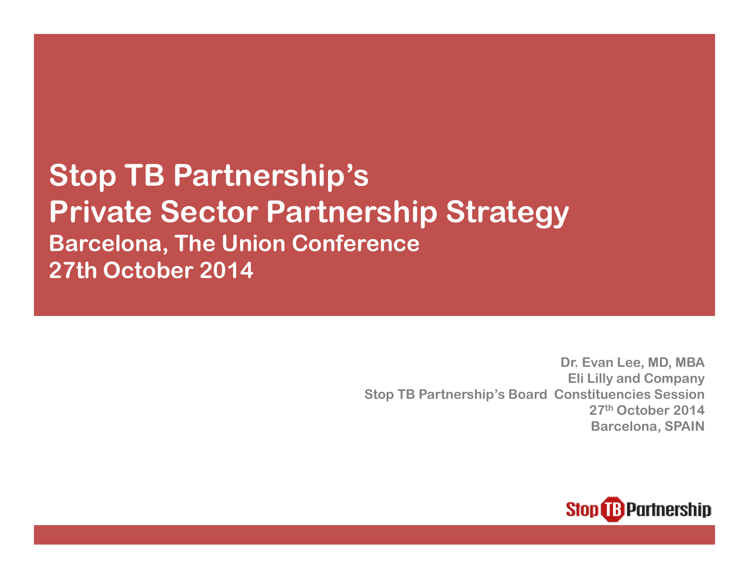# Stop TB Partnership's Private Sector Partnership Strategy

## Barcelona, The Union Conference
## 27th October 2014

**Dr. Evan Lee, MD, MBA**
**Eli Lilly and Company**
**Stop TB Partnership's Board Constituencies Session**
**27th October 2014**
**Barcelona, SPAIN**

Stop TB Partnership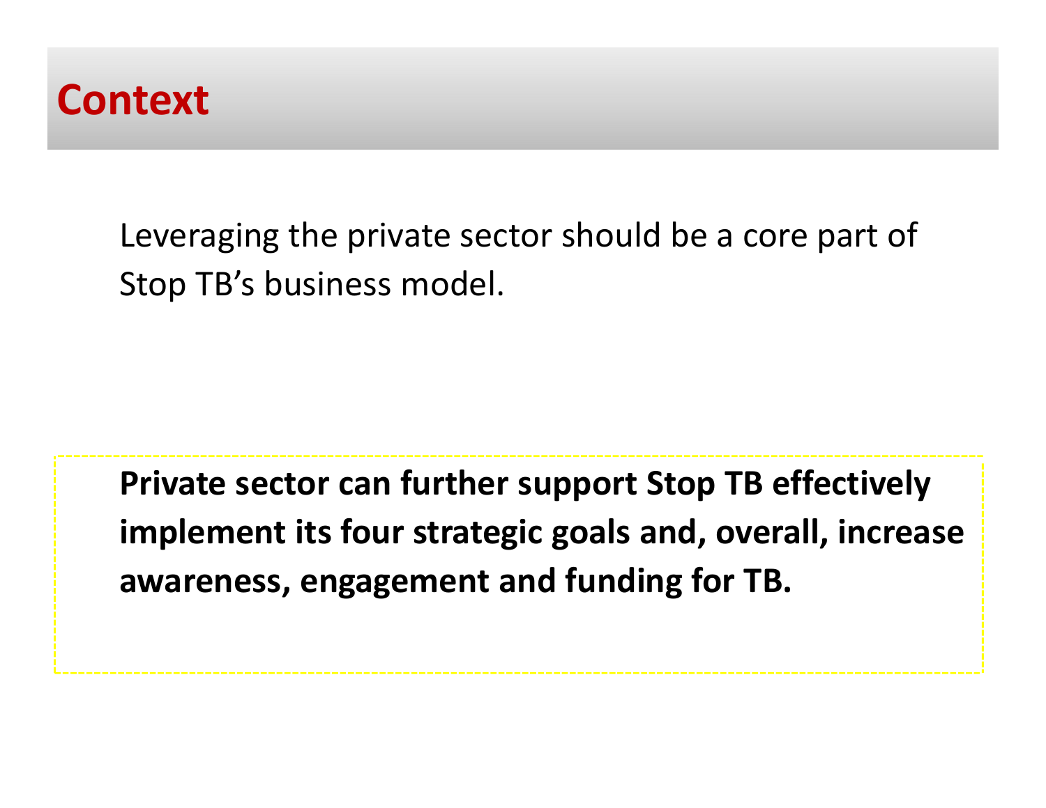# Context

Leveraging the private sector should be a core part of Stop TB's business model.

**Private sector can further support Stop TB effectively implement its four strategic goals and, overall, increase awareness, engagement and funding for TB.**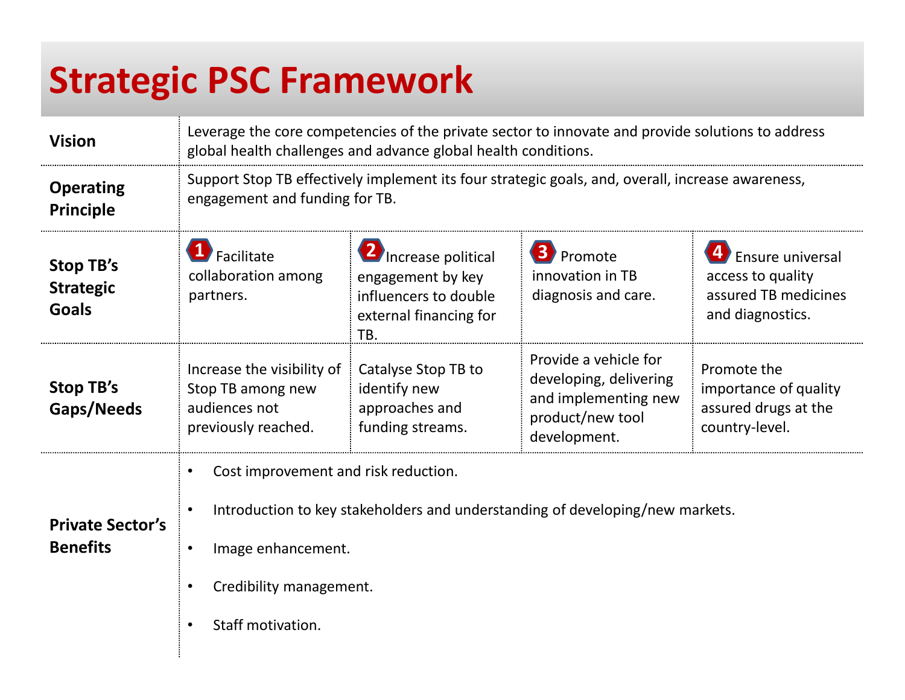# Strategic PSC Framework

| | | | | |
|---|---|---|---|---|
| **Vision** | Leverage the core competencies of the private sector to innovate and provide solutions to address global health challenges and advance global health conditions. | | | |
| **Operating Principle** | Support Stop TB effectively implement its four strategic goals, and, overall, increase awareness, engagement and funding for TB. | | | |
| **Stop TB's Strategic Goals** | 1 Facilitate collaboration among partners. | 2 Increase political engagement by key influencers to double external financing for TB. | 3 Promote innovation in TB diagnosis and care. | 4 Ensure universal access to quality assured TB medicines and diagnostics. |
| **Stop TB's Gaps/Needs** | Increase the visibility of Stop TB among new audiences not previously reached. | Catalyse Stop TB to identify new approaches and funding streams. | Provide a vehicle for developing, delivering and implementing new product/new tool development. | Promote the importance of quality assured drugs at the country-level. |
| **Private Sector's Benefits** | • Cost improvement and risk reduction.<br>• Introduction to key stakeholders and understanding of developing/new markets.<br>• Image enhancement.<br>• Credibility management.<br>• Staff motivation. | | | |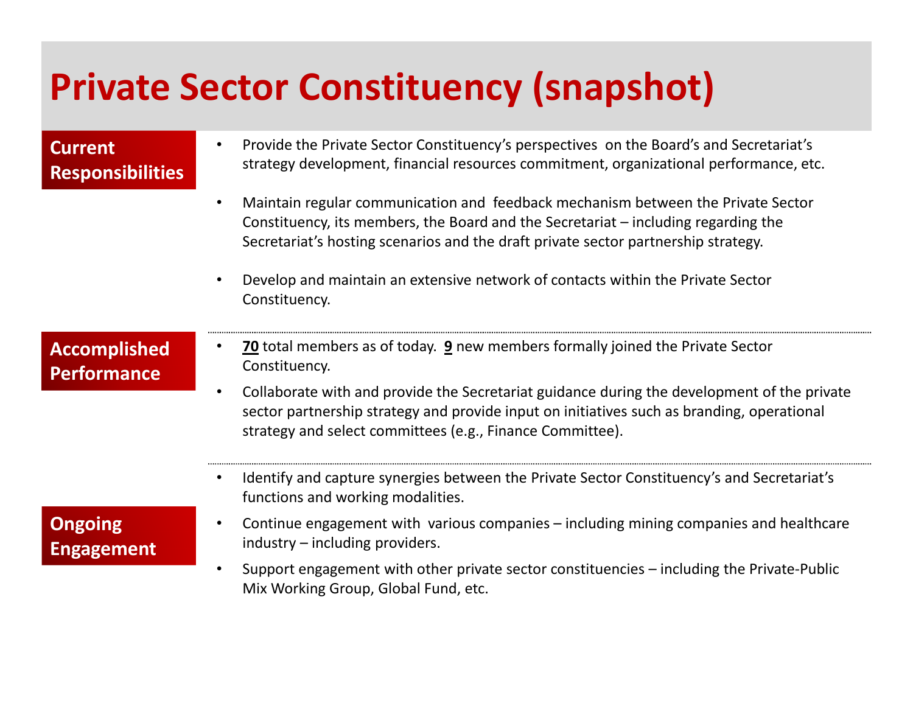# Private Sector Constituency (snapshot)

## Current Responsibilities

- Provide the Private Sector Constituency's perspectives on the Board's and Secretariat's strategy development, financial resources commitment, organizational performance, etc.
- Maintain regular communication and feedback mechanism between the Private Sector Constituency, its members, the Board and the Secretariat – including regarding the Secretariat's hosting scenarios and the draft private sector partnership strategy.
- Develop and maintain an extensive network of contacts within the Private Sector Constituency.

## Accomplished Performance

- **70** total members as of today. **9** new members formally joined the Private Sector Constituency.
- Collaborate with and provide the Secretariat guidance during the development of the private sector partnership strategy and provide input on initiatives such as branding, operational strategy and select committees (e.g., Finance Committee).

## Ongoing Engagement

- Identify and capture synergies between the Private Sector Constituency's and Secretariat's functions and working modalities.
- Continue engagement with various companies – including mining companies and healthcare industry – including providers.
- Support engagement with other private sector constituencies – including the Private-Public Mix Working Group, Global Fund, etc.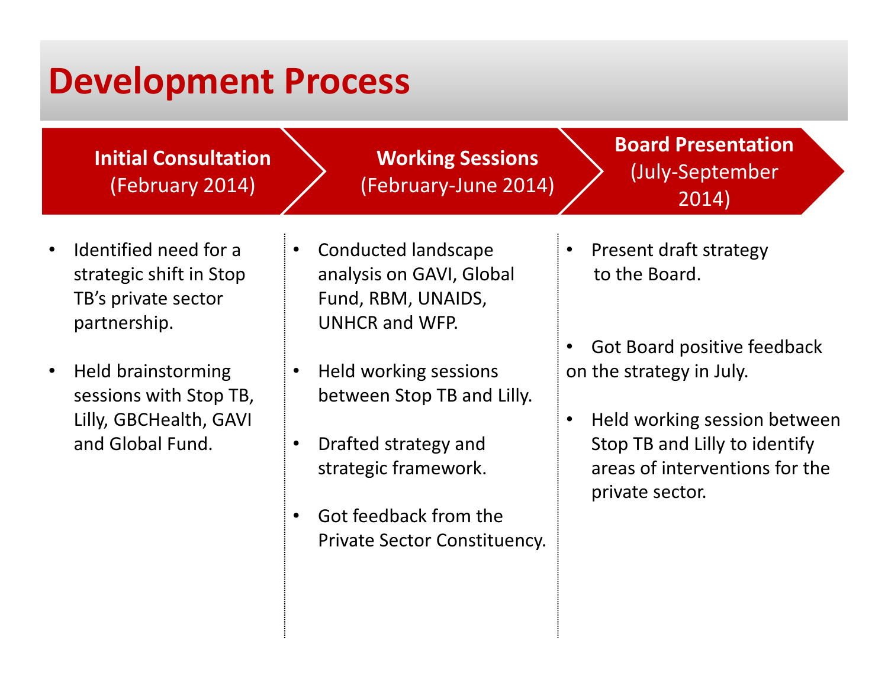# Development Process

## Initial Consultation (February 2014)

- Identified need for a strategic shift in Stop TB's private sector partnership.
- Held brainstorming sessions with Stop TB, Lilly, GBCHealth, GAVI and Global Fund.

## Working Sessions (February-June 2014)

- Conducted landscape analysis on GAVI, Global Fund, RBM, UNAIDS, UNHCR and WFP.
- Held working sessions between Stop TB and Lilly.
- Drafted strategy and strategic framework.
- Got feedback from the Private Sector Constituency.

## Board Presentation (July-September 2014)

- Present draft strategy to the Board.
- Got Board positive feedback on the strategy in July.
- Held working session between Stop TB and Lilly to identify areas of interventions for the private sector.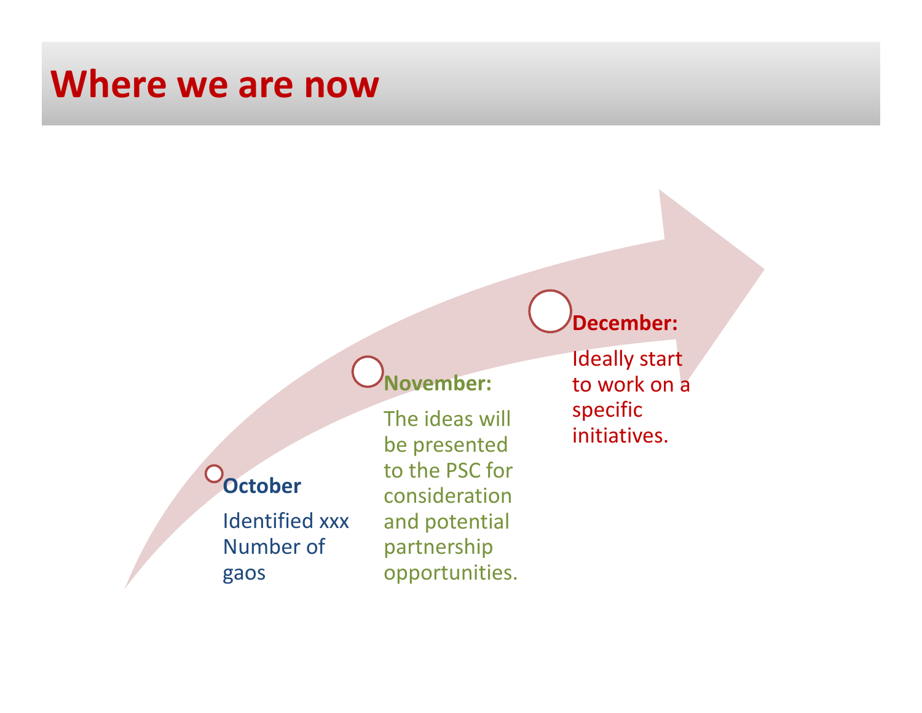# Where we are now

**October**

Identified xxx Number of gaos

**November:**

The ideas will be presented to the PSC for consideration and potential partnership opportunities.

**December:**

Ideally start to work on a specific initiatives.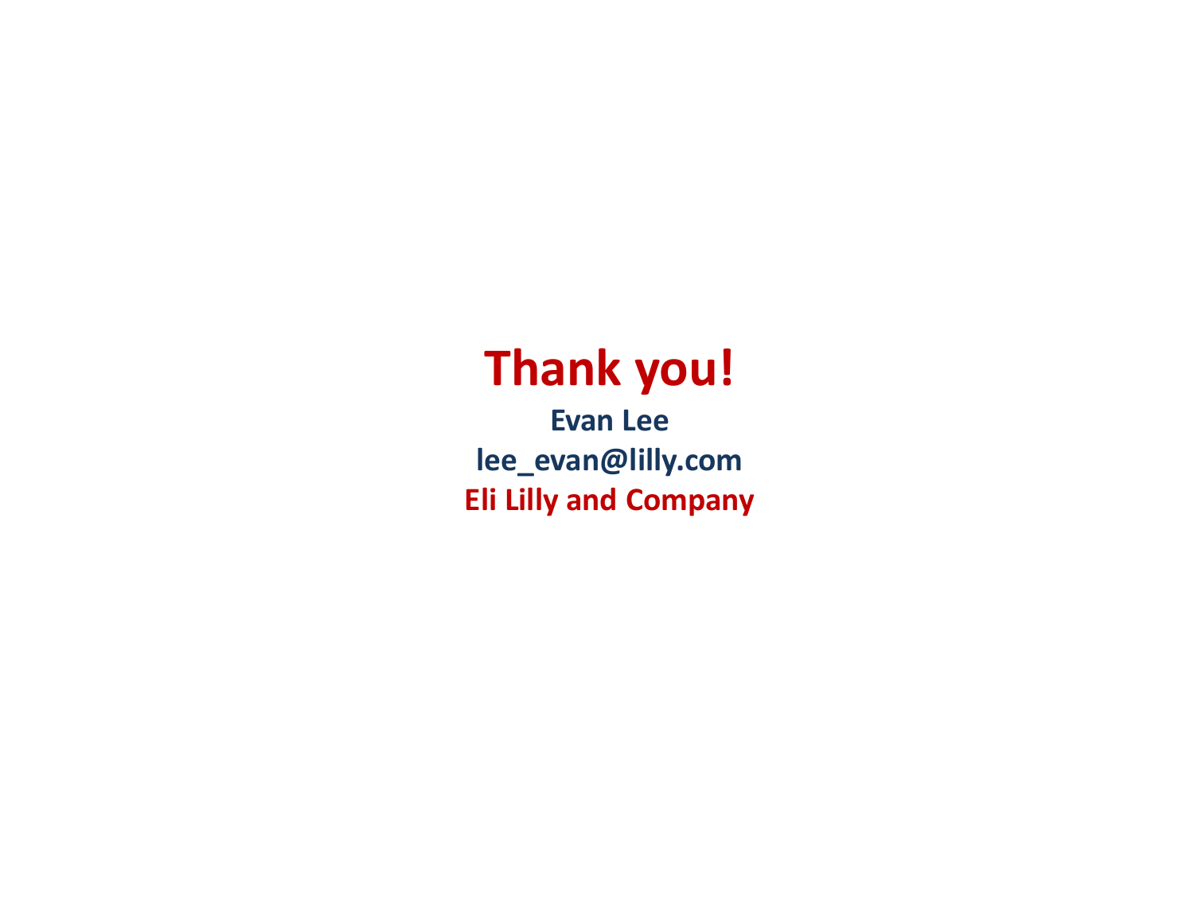# Thank you!

**Evan Lee**

**lee_evan@lilly.com**

**Eli Lilly and Company**